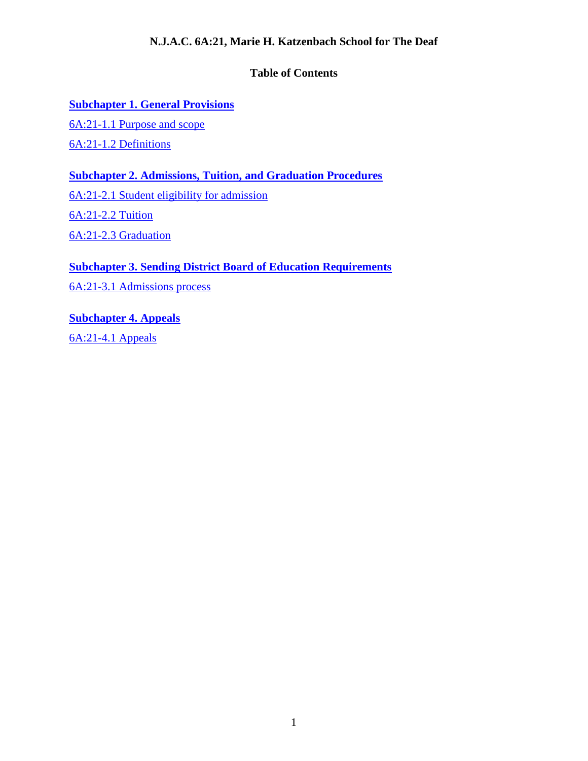# N.J.A.C. 6A:21, Marie H. Katzenbach School for The Deaf

## Table of Contents

**Subchapter 1. General Provisions**

6A:21-1.1 Purpose and scope

6A:21-1.2 Definitions

**Subchapter 2. Admissions, Tuition, and Graduation Procedures**

6A:21-2.1 Student eligibility for admission

6A:21-2.2 Tuition

6A:21-2.3 Graduation

**Subchapter 3. Sending District Board of Education Requirements**

6A:21-3.1 Admissions process

**Subchapter 4. Appeals**

6A:21-4.1 Appeals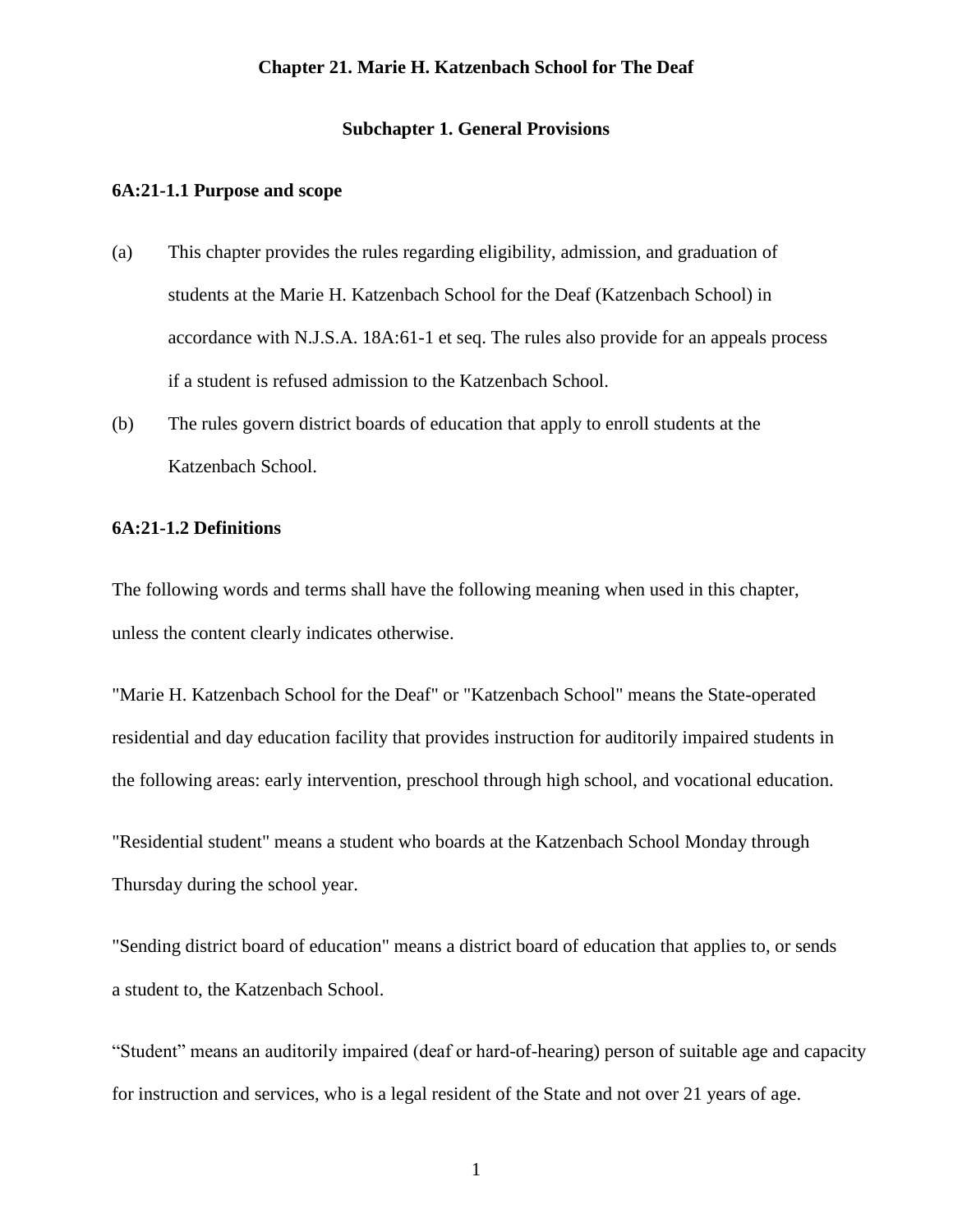# Chapter 21. Marie H. Katzenbach School for The Deaf

## Subchapter 1. General Provisions

### 6A:21-1.1 Purpose and scope

(a) This chapter provides the rules regarding eligibility, admission, and graduation of students at the Marie H. Katzenbach School for the Deaf (Katzenbach School) in accordance with N.J.S.A. 18A:61-1 et seq. The rules also provide for an appeals process if a student is refused admission to the Katzenbach School.

(b) The rules govern district boards of education that apply to enroll students at the Katzenbach School.

### 6A:21-1.2 Definitions

The following words and terms shall have the following meaning when used in this chapter, unless the content clearly indicates otherwise.

"Marie H. Katzenbach School for the Deaf" or "Katzenbach School" means the State-operated residential and day education facility that provides instruction for auditorily impaired students in the following areas: early intervention, preschool through high school, and vocational education.

"Residential student" means a student who boards at the Katzenbach School Monday through Thursday during the school year.

"Sending district board of education" means a district board of education that applies to, or sends a student to, the Katzenbach School.

“Student” means an auditorily impaired (deaf or hard-of-hearing) person of suitable age and capacity for instruction and services, who is a legal resident of the State and not over 21 years of age.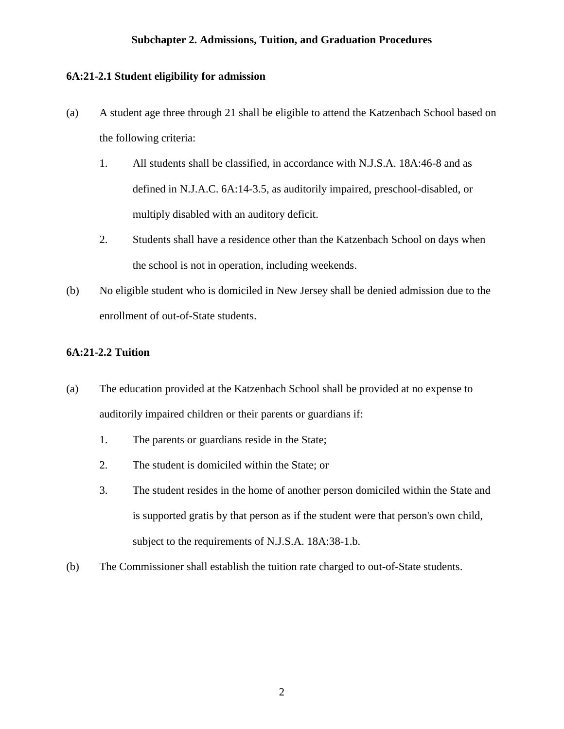## Subchapter 2. Admissions, Tuition, and Graduation Procedures

### 6A:21-2.1 Student eligibility for admission

(a) A student age three through 21 shall be eligible to attend the Katzenbach School based on the following criteria:

1. All students shall be classified, in accordance with N.J.S.A. 18A:46-8 and as defined in N.J.A.C. 6A:14-3.5, as auditorily impaired, preschool-disabled, or multiply disabled with an auditory deficit.
2. Students shall have a residence other than the Katzenbach School on days when the school is not in operation, including weekends.

(b) No eligible student who is domiciled in New Jersey shall be denied admission due to the enrollment of out-of-State students.

### 6A:21-2.2 Tuition

(a) The education provided at the Katzenbach School shall be provided at no expense to auditorily impaired children or their parents or guardians if:

1. The parents or guardians reside in the State;
2. The student is domiciled within the State; or
3. The student resides in the home of another person domiciled within the State and is supported gratis by that person as if the student were that person's own child, subject to the requirements of N.J.S.A. 18A:38-1.b.

(b) The Commissioner shall establish the tuition rate charged to out-of-State students.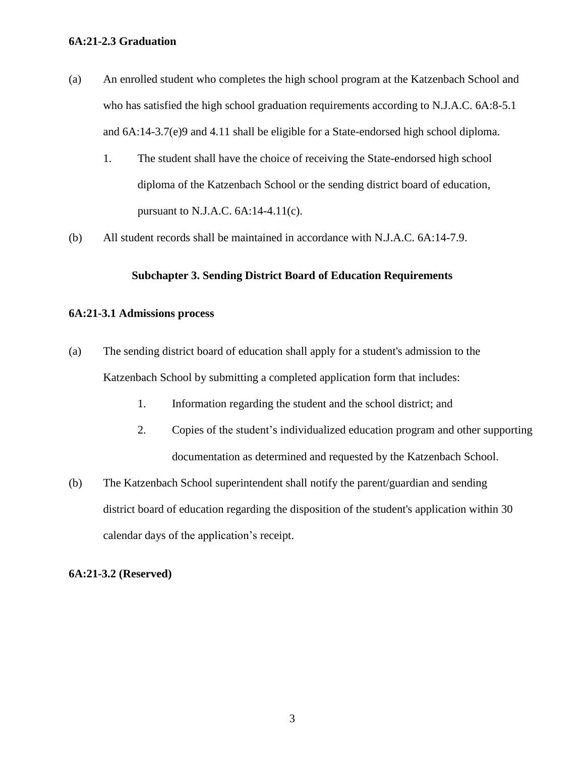**6A:21-2.3 Graduation**

(a) An enrolled student who completes the high school program at the Katzenbach School and who has satisfied the high school graduation requirements according to N.J.A.C. 6A:8-5.1 and 6A:14-3.7(e)9 and 4.11 shall be eligible for a State-endorsed high school diploma.

  1. The student shall have the choice of receiving the State-endorsed high school diploma of the Katzenbach School or the sending district board of education, pursuant to N.J.A.C. 6A:14-4.11(c).

(b) All student records shall be maintained in accordance with N.J.A.C. 6A:14-7.9.

## Subchapter 3. Sending District Board of Education Requirements

**6A:21-3.1 Admissions process**

(a) The sending district board of education shall apply for a student's admission to the Katzenbach School by submitting a completed application form that includes:

  1. Information regarding the student and the school district; and

  2. Copies of the student's individualized education program and other supporting documentation as determined and requested by the Katzenbach School.

(b) The Katzenbach School superintendent shall notify the parent/guardian and sending district board of education regarding the disposition of the student's application within 30 calendar days of the application's receipt.

**6A:21-3.2 (Reserved)**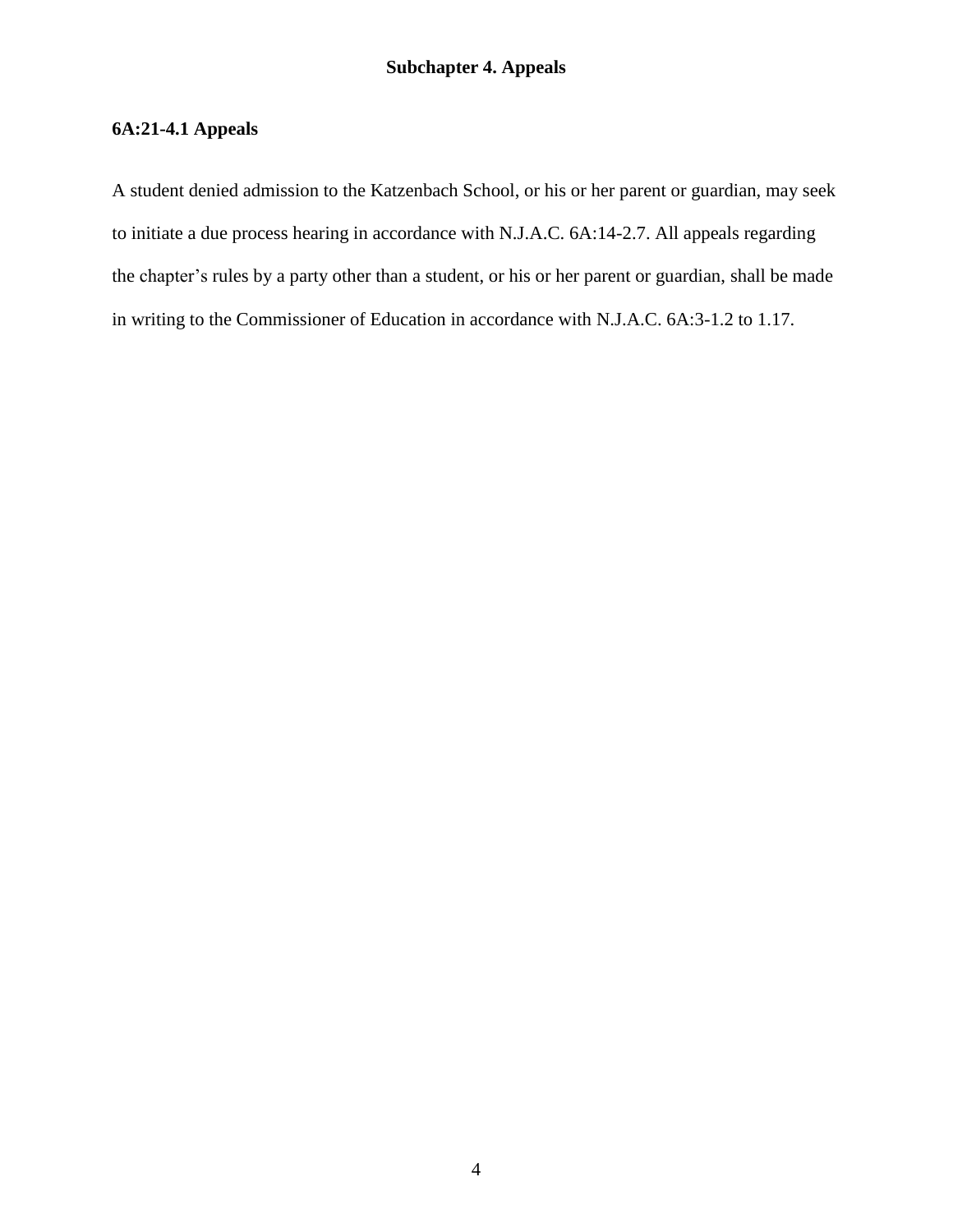## Subchapter 4. Appeals

### 6A:21-4.1 Appeals

A student denied admission to the Katzenbach School, or his or her parent or guardian, may seek to initiate a due process hearing in accordance with N.J.A.C. 6A:14-2.7. All appeals regarding the chapter’s rules by a party other than a student, or his or her parent or guardian, shall be made in writing to the Commissioner of Education in accordance with N.J.A.C. 6A:3-1.2 to 1.17.